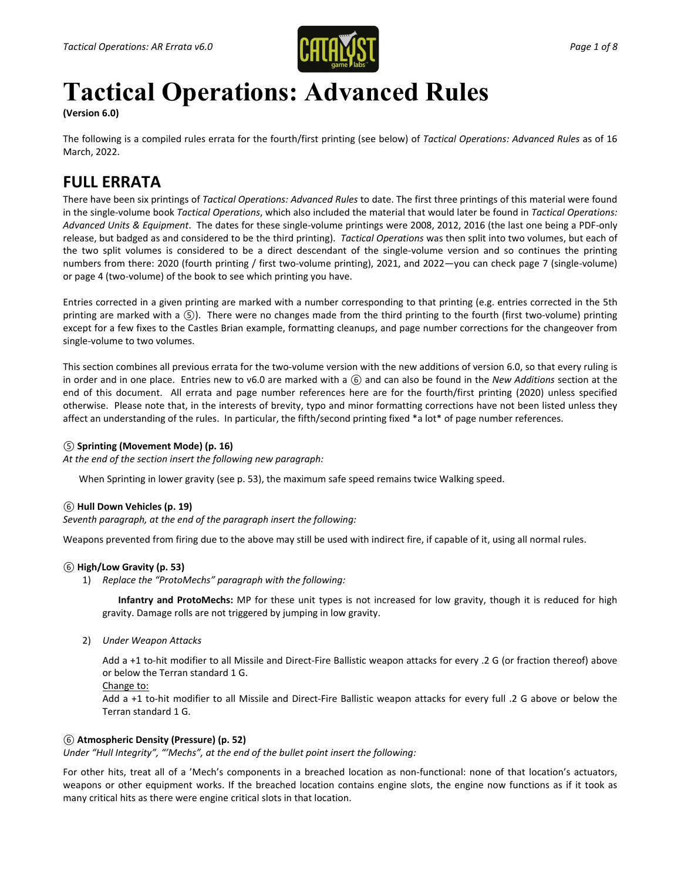# Tactical Operations: Advanced Rules

**(Version 6.0)**

The following is a compiled rules errata for the fourth/first printing (see below) of *Tactical Operations: Advanced Rules* as of 16 March, 2022.

## FULL ERRATA

There have been six printings of *Tactical Operations: Advanced Rules* to date. The first three printings of this material were found in the single-volume book *Tactical Operations*, which also included the material that would later be found in *Tactical Operations: Advanced Units & Equipment*. The dates for these single-volume printings were 2008, 2012, 2016 (the last one being a PDF-only release, but badged as and considered to be the third printing). *Tactical Operations* was then split into two volumes, but each of the two split volumes is considered to be a direct descendant of the single-volume version and so continues the printing numbers from there: 2020 (fourth printing / first two-volume printing), 2021, and 2022—you can check page 7 (single-volume) or page 4 (two-volume) of the book to see which printing you have.

Entries corrected in a given printing are marked with a number corresponding to that printing (e.g. entries corrected in the 5th printing are marked with a ⑤). There were no changes made from the third printing to the fourth (first two-volume) printing except for a few fixes to the Castles Brian example, formatting cleanups, and page number corrections for the changeover from single-volume to two volumes.

This section combines all previous errata for the two-volume version with the new additions of version 6.0, so that every ruling is in order and in one place. Entries new to v6.0 are marked with a ⑥ and can also be found in the *New Additions* section at the end of this document. All errata and page number references here are for the fourth/first printing (2020) unless specified otherwise. Please note that, in the interests of brevity, typo and minor formatting corrections have not been listed unless they affect an understanding of the rules. In particular, the fifth/second printing fixed *a lot* of page number references.

⑤ **Sprinting (Movement Mode) (p. 16)**

*At the end of the section insert the following new paragraph:*

When Sprinting in lower gravity (see p. 53), the maximum safe speed remains twice Walking speed.

⑥ **Hull Down Vehicles (p. 19)**

*Seventh paragraph, at the end of the paragraph insert the following:*

Weapons prevented from firing due to the above may still be used with indirect fire, if capable of it, using all normal rules.

⑥ **High/Low Gravity (p. 53)**

1) *Replace the "ProtoMechs" paragraph with the following:*

   **Infantry and ProtoMechs:** MP for these unit types is not increased for low gravity, though it is reduced for high gravity. Damage rolls are not triggered by jumping in low gravity.

2) *Under Weapon Attacks*

   Add a +1 to-hit modifier to all Missile and Direct-Fire Ballistic weapon attacks for every .2 G (or fraction thereof) above or below the Terran standard 1 G.

   Change to:

   Add a +1 to-hit modifier to all Missile and Direct-Fire Ballistic weapon attacks for every full .2 G above or below the Terran standard 1 G.

⑥ **Atmospheric Density (Pressure) (p. 52)**

*Under "Hull Integrity", "'Mechs", at the end of the bullet point insert the following:*

For other hits, treat all of a 'Mech's components in a breached location as non-functional: none of that location's actuators, weapons or other equipment works. If the breached location contains engine slots, the engine now functions as if it took as many critical hits as there were engine critical slots in that location.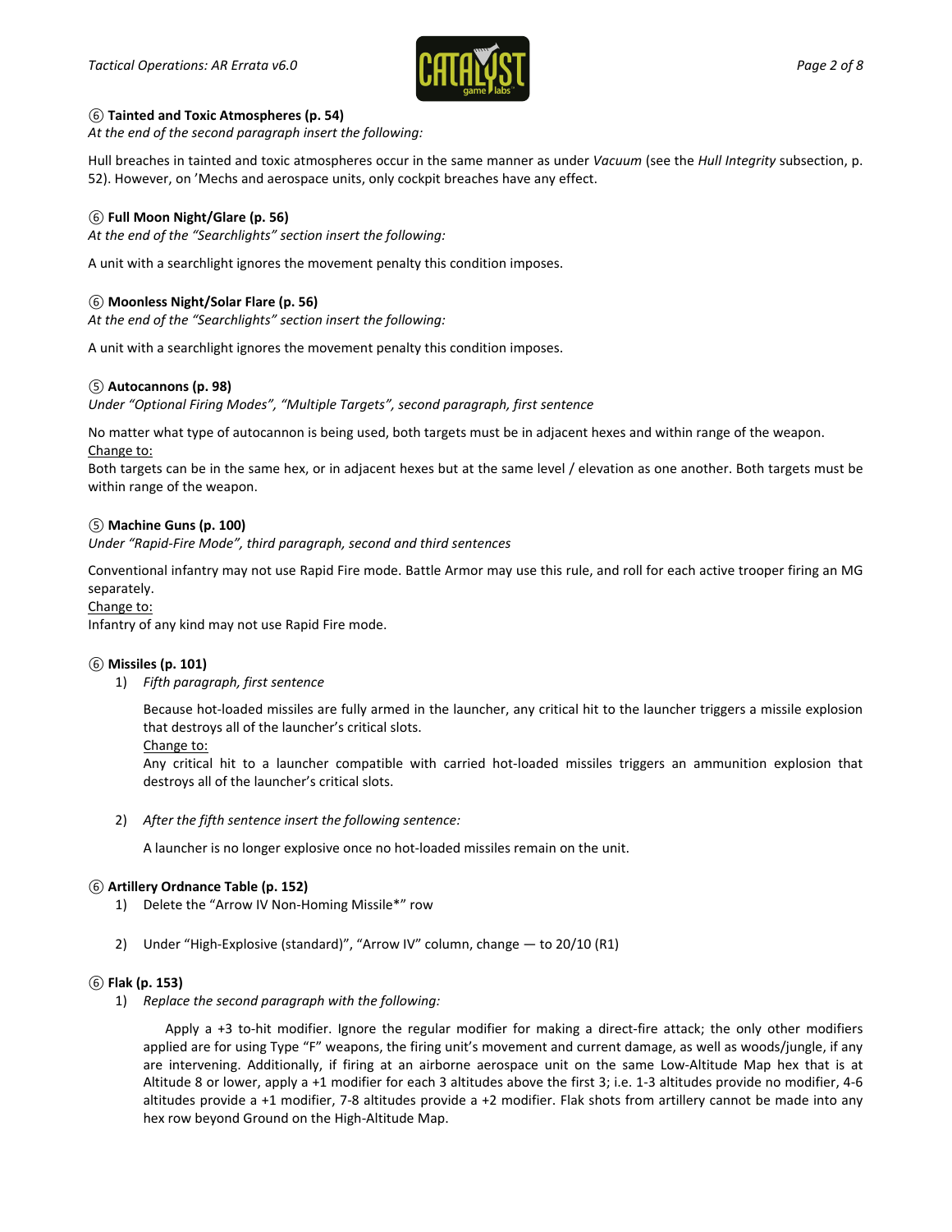**⑥ Tainted and Toxic Atmospheres (p. 54)**

*At the end of the second paragraph insert the following:*

Hull breaches in tainted and toxic atmospheres occur in the same manner as under *Vacuum* (see the *Hull Integrity* subsection, p. 52). However, on 'Mechs and aerospace units, only cockpit breaches have any effect.

**⑥ Full Moon Night/Glare (p. 56)**

*At the end of the "Searchlights" section insert the following:*

A unit with a searchlight ignores the movement penalty this condition imposes.

**⑥ Moonless Night/Solar Flare (p. 56)**

*At the end of the "Searchlights" section insert the following:*

A unit with a searchlight ignores the movement penalty this condition imposes.

**⑤ Autocannons (p. 98)**

*Under "Optional Firing Modes", "Multiple Targets", second paragraph, first sentence*

No matter what type of autocannon is being used, both targets must be in adjacent hexes and within range of the weapon.

Change to:

Both targets can be in the same hex, or in adjacent hexes but at the same level / elevation as one another. Both targets must be within range of the weapon.

**⑤ Machine Guns (p. 100)**

*Under "Rapid-Fire Mode", third paragraph, second and third sentences*

Conventional infantry may not use Rapid Fire mode. Battle Armor may use this rule, and roll for each active trooper firing an MG separately.

Change to:

Infantry of any kind may not use Rapid Fire mode.

**⑥ Missiles (p. 101)**

1) *Fifth paragraph, first sentence*

   Because hot-loaded missiles are fully armed in the launcher, any critical hit to the launcher triggers a missile explosion that destroys all of the launcher's critical slots.

   Change to:

   Any critical hit to a launcher compatible with carried hot-loaded missiles triggers an ammunition explosion that destroys all of the launcher's critical slots.

2) *After the fifth sentence insert the following sentence:*

   A launcher is no longer explosive once no hot-loaded missiles remain on the unit.

**⑥ Artillery Ordnance Table (p. 152)**

1) Delete the "Arrow IV Non-Homing Missile*" row

2) Under "High-Explosive (standard)", "Arrow IV" column, change — to 20/10 (R1)

**⑥ Flak (p. 153)**

1) *Replace the second paragraph with the following:*

   Apply a +3 to-hit modifier. Ignore the regular modifier for making a direct-fire attack; the only other modifiers applied are for using Type "F" weapons, the firing unit's movement and current damage, as well as woods/jungle, if any are intervening. Additionally, if firing at an airborne aerospace unit on the same Low-Altitude Map hex that is at Altitude 8 or lower, apply a +1 modifier for each 3 altitudes above the first 3; i.e. 1-3 altitudes provide no modifier, 4-6 altitudes provide a +1 modifier, 7-8 altitudes provide a +2 modifier. Flak shots from artillery cannot be made into any hex row beyond Ground on the High-Altitude Map.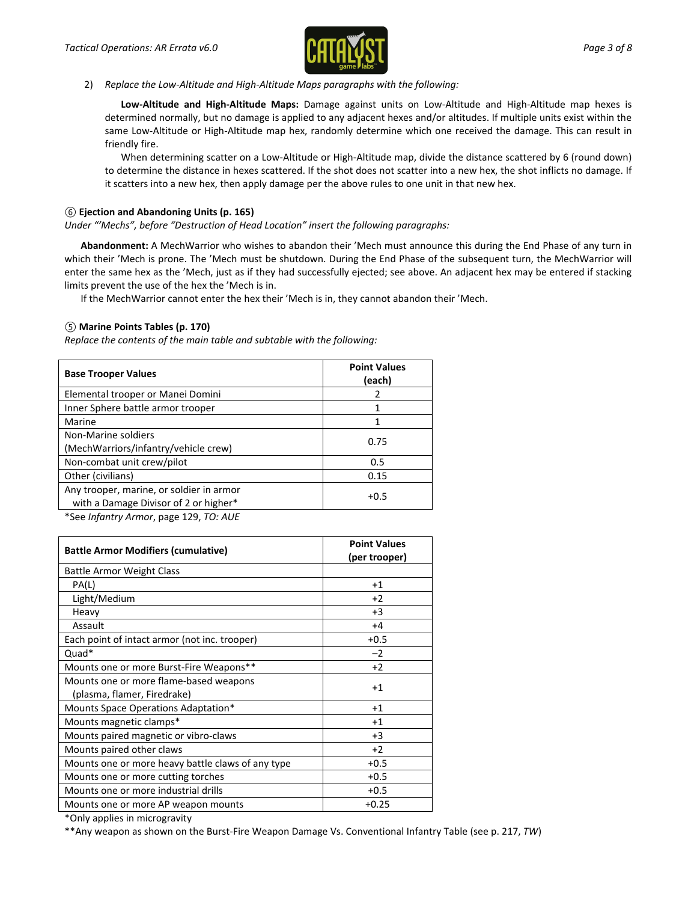2) *Replace the Low-Altitude and High-Altitude Maps paragraphs with the following:*

**Low-Altitude and High-Altitude Maps:** Damage against units on Low-Altitude and High-Altitude map hexes is determined normally, but no damage is applied to any adjacent hexes and/or altitudes. If multiple units exist within the same Low-Altitude or High-Altitude map hex, randomly determine which one received the damage. This can result in friendly fire.

When determining scatter on a Low-Altitude or High-Altitude map, divide the distance scattered by 6 (round down) to determine the distance in hexes scattered. If the shot does not scatter into a new hex, the shot inflicts no damage. If it scatters into a new hex, then apply damage per the above rules to one unit in that new hex.

**⑥ Ejection and Abandoning Units (p. 165)**

*Under "'Mechs", before "Destruction of Head Location" insert the following paragraphs:*

**Abandonment:** A MechWarrior who wishes to abandon their 'Mech must announce this during the End Phase of any turn in which their 'Mech is prone. The 'Mech must be shutdown. During the End Phase of the subsequent turn, the MechWarrior will enter the same hex as the 'Mech, just as if they had successfully ejected; see above. An adjacent hex may be entered if stacking limits prevent the use of the hex the 'Mech is in.

If the MechWarrior cannot enter the hex their 'Mech is in, they cannot abandon their 'Mech.

**⑤ Marine Points Tables (p. 170)**

*Replace the contents of the main table and subtable with the following:*

| Base Trooper Values | Point Values (each) |
|---|---|
| Elemental trooper or Manei Domini | 2 |
| Inner Sphere battle armor trooper | 1 |
| Marine | 1 |
| Non-Marine soldiers (MechWarriors/infantry/vehicle crew) | 0.75 |
| Non-combat unit crew/pilot | 0.5 |
| Other (civilians) | 0.15 |
| Any trooper, marine, or soldier in armor with a Damage Divisor of 2 or higher* | +0.5 |

*See *Infantry Armor*, page 129, *TO: AUE*

| Battle Armor Modifiers (cumulative) | Point Values (per trooper) |
|---|---|
| Battle Armor Weight Class | |
| PA(L) | +1 |
| Light/Medium | +2 |
| Heavy | +3 |
| Assault | +4 |
| Each point of intact armor (not inc. trooper) | +0.5 |
| Quad* | –2 |
| Mounts one or more Burst-Fire Weapons** | +2 |
| Mounts one or more flame-based weapons (plasma, flamer, Firedrake) | +1 |
| Mounts Space Operations Adaptation* | +1 |
| Mounts magnetic clamps* | +1 |
| Mounts paired magnetic or vibro-claws | +3 |
| Mounts paired other claws | +2 |
| Mounts one or more heavy battle claws of any type | +0.5 |
| Mounts one or more cutting torches | +0.5 |
| Mounts one or more industrial drills | +0.5 |
| Mounts one or more AP weapon mounts | +0.25 |

*Only applies in microgravity

**Any weapon as shown on the Burst-Fire Weapon Damage Vs. Conventional Infantry Table (see p. 217, *TW*)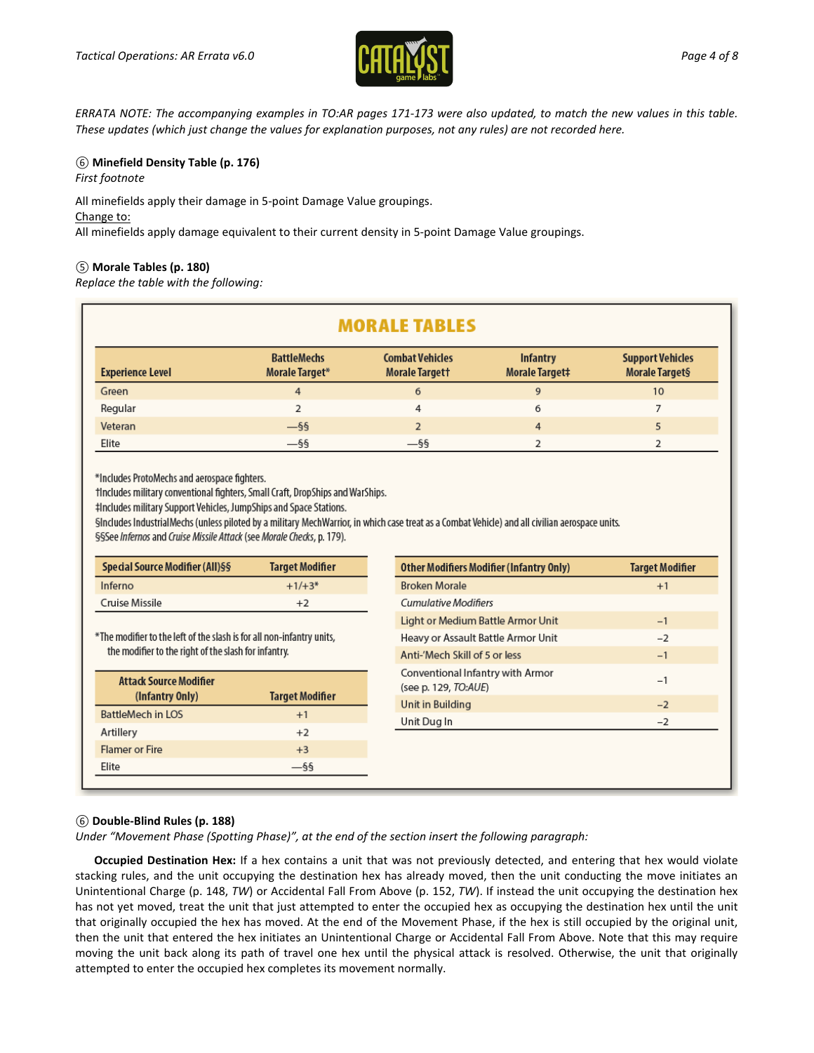*ERRATA NOTE: The accompanying examples in TO:AR pages 171-173 were also updated, to match the new values in this table. These updates (which just change the values for explanation purposes, not any rules) are not recorded here.*

⑥ **Minefield Density Table (p. 176)**
*First footnote*

All minefields apply their damage in 5-point Damage Value groupings.
Change to:
All minefields apply damage equivalent to their current density in 5-point Damage Value groupings.

⑤ **Morale Tables (p. 180)**
*Replace the table with the following:*

## MORALE TABLES

| Experience Level | BattleMechs Morale Target* | Combat Vehicles Morale Target† | Infantry Morale Target‡ | Support Vehicles Morale Target§ |
|---|---|---|---|---|
| Green | 4 | 6 | 9 | 10 |
| Regular | 2 | 4 | 6 | 7 |
| Veteran | —§§ | 2 | 4 | 5 |
| Elite | —§§ | —§§ | 2 | 2 |

*Includes ProtoMechs and aerospace fighters.
†Includes military conventional fighters, Small Craft, DropShips and WarShips.
‡Includes military Support Vehicles, JumpShips and Space Stations.
§Includes IndustrialMechs (unless piloted by a military MechWarrior, in which case treat as a Combat Vehicle) and all civilian aerospace units.
§§See *Infernos* and *Cruise Missile Attack* (see *Morale Checks*, p. 179).

| Special Source Modifier (All)§§ | Target Modifier |
|---|---|
| Inferno | +1/+3* |
| Cruise Missile | +2 |

*The modifier to the left of the slash is for all non-infantry units, the modifier to the right of the slash for infantry.

| Attack Source Modifier (Infantry Only) | Target Modifier |
|---|---|
| BattleMech in LOS | +1 |
| Artillery | +2 |
| Flamer or Fire | +3 |
| Elite | —§§ |

| Other Modifiers Modifier (Infantry Only) | Target Modifier |
|---|---|
| Broken Morale | +1 |
| *Cumulative Modifiers* | |
| Light or Medium Battle Armor Unit | –1 |
| Heavy or Assault Battle Armor Unit | –2 |
| Anti-'Mech Skill of 5 or less | –1 |
| Conventional Infantry with Armor (see p. 129, *TO:AUE*) | –1 |
| Unit in Building | –2 |
| Unit Dug In | –2 |

⑥ **Double-Blind Rules (p. 188)**
*Under "Movement Phase (Spotting Phase)", at the end of the section insert the following paragraph:*

**Occupied Destination Hex:** If a hex contains a unit that was not previously detected, and entering that hex would violate stacking rules, and the unit occupying the destination hex has already moved, then the unit conducting the move initiates an Unintentional Charge (p. 148, *TW*) or Accidental Fall From Above (p. 152, *TW*). If instead the unit occupying the destination hex has not yet moved, treat the unit that just attempted to enter the occupied hex as occupying the destination hex until the unit that originally occupied the hex has moved. At the end of the Movement Phase, if the hex is still occupied by the original unit, then the unit that entered the hex initiates an Unintentional Charge or Accidental Fall From Above. Note that this may require moving the unit back along its path of travel one hex until the physical attack is resolved. Otherwise, the unit that originally attempted to enter the occupied hex completes its movement normally.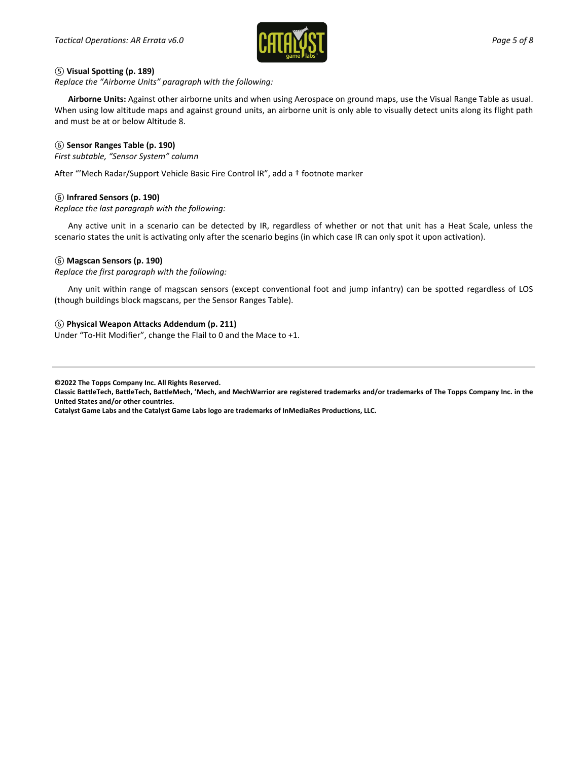⑤ **Visual Spotting (p. 189)**
*Replace the "Airborne Units" paragraph with the following:*

**Airborne Units:** Against other airborne units and when using Aerospace on ground maps, use the Visual Range Table as usual. When using low altitude maps and against ground units, an airborne unit is only able to visually detect units along its flight path and must be at or below Altitude 8.

⑥ **Sensor Ranges Table (p. 190)**
*First subtable, "Sensor System" column*

After "'Mech Radar/Support Vehicle Basic Fire Control IR", add a † footnote marker

⑥ **Infrared Sensors (p. 190)**
*Replace the last paragraph with the following:*

Any active unit in a scenario can be detected by IR, regardless of whether or not that unit has a Heat Scale, unless the scenario states the unit is activating only after the scenario begins (in which case IR can only spot it upon activation).

⑥ **Magscan Sensors (p. 190)**
*Replace the first paragraph with the following:*

Any unit within range of magscan sensors (except conventional foot and jump infantry) can be spotted regardless of LOS (though buildings block magscans, per the Sensor Ranges Table).

⑥ **Physical Weapon Attacks Addendum (p. 211)**
Under "To-Hit Modifier", change the Flail to 0 and the Mace to +1.

---

**©2022 The Topps Company Inc. All Rights Reserved.**
**Classic BattleTech, BattleTech, BattleMech, 'Mech, and MechWarrior are registered trademarks and/or trademarks of The Topps Company Inc. in the United States and/or other countries.**
**Catalyst Game Labs and the Catalyst Game Labs logo are trademarks of InMediaRes Productions, LLC.**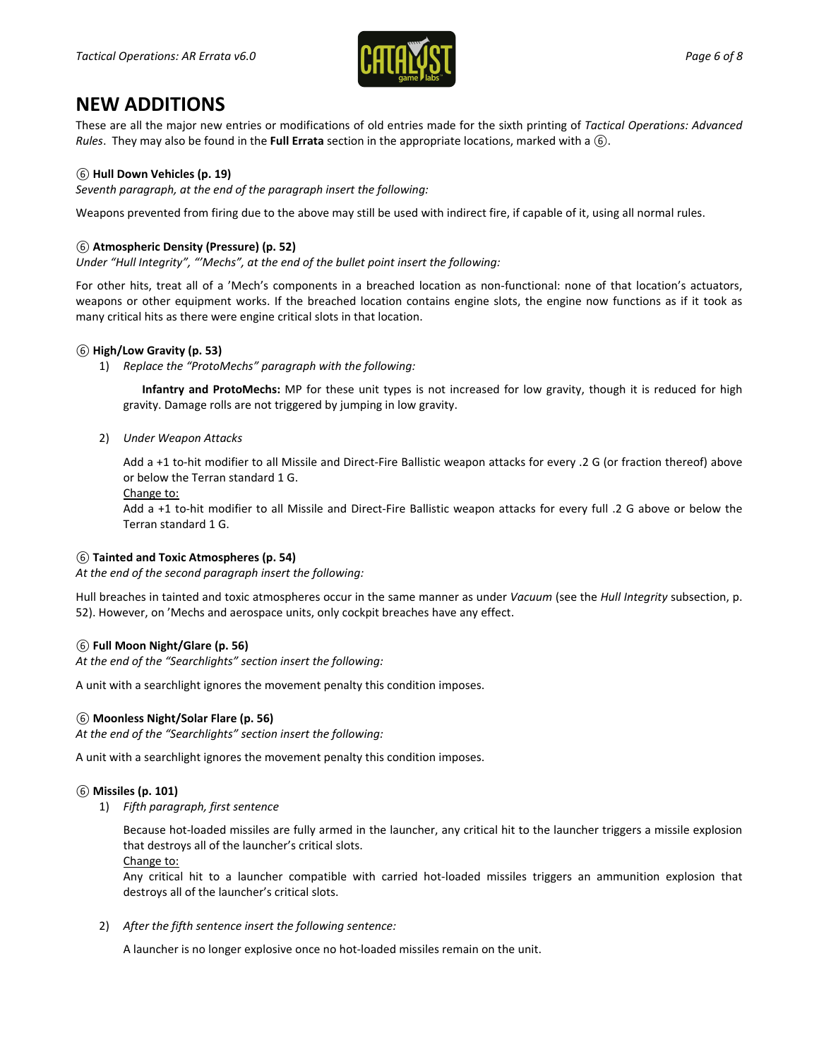# NEW ADDITIONS

These are all the major new entries or modifications of old entries made for the sixth printing of *Tactical Operations: Advanced Rules*. They may also be found in the **Full Errata** section in the appropriate locations, marked with a ⑥.

**⑥ Hull Down Vehicles (p. 19)**

*Seventh paragraph, at the end of the paragraph insert the following:*

Weapons prevented from firing due to the above may still be used with indirect fire, if capable of it, using all normal rules.

**⑥ Atmospheric Density (Pressure) (p. 52)**

*Under "Hull Integrity", "'Mechs", at the end of the bullet point insert the following:*

For other hits, treat all of a 'Mech's components in a breached location as non-functional: none of that location's actuators, weapons or other equipment works. If the breached location contains engine slots, the engine now functions as if it took as many critical hits as there were engine critical slots in that location.

**⑥ High/Low Gravity (p. 53)**

1) *Replace the "ProtoMechs" paragraph with the following:*

   **Infantry and ProtoMechs:** MP for these unit types is not increased for low gravity, though it is reduced for high gravity. Damage rolls are not triggered by jumping in low gravity.

2) *Under Weapon Attacks*

   Add a +1 to-hit modifier to all Missile and Direct-Fire Ballistic weapon attacks for every .2 G (or fraction thereof) above or below the Terran standard 1 G.

   <u>Change to:</u>

   Add a +1 to-hit modifier to all Missile and Direct-Fire Ballistic weapon attacks for every full .2 G above or below the Terran standard 1 G.

**⑥ Tainted and Toxic Atmospheres (p. 54)**

*At the end of the second paragraph insert the following:*

Hull breaches in tainted and toxic atmospheres occur in the same manner as under *Vacuum* (see the *Hull Integrity* subsection, p. 52). However, on 'Mechs and aerospace units, only cockpit breaches have any effect.

**⑥ Full Moon Night/Glare (p. 56)**

*At the end of the "Searchlights" section insert the following:*

A unit with a searchlight ignores the movement penalty this condition imposes.

**⑥ Moonless Night/Solar Flare (p. 56)**

*At the end of the "Searchlights" section insert the following:*

A unit with a searchlight ignores the movement penalty this condition imposes.

**⑥ Missiles (p. 101)**

1) *Fifth paragraph, first sentence*

   Because hot-loaded missiles are fully armed in the launcher, any critical hit to the launcher triggers a missile explosion that destroys all of the launcher's critical slots.

   <u>Change to:</u>

   Any critical hit to a launcher compatible with carried hot-loaded missiles triggers an ammunition explosion that destroys all of the launcher's critical slots.

2) *After the fifth sentence insert the following sentence:*

   A launcher is no longer explosive once no hot-loaded missiles remain on the unit.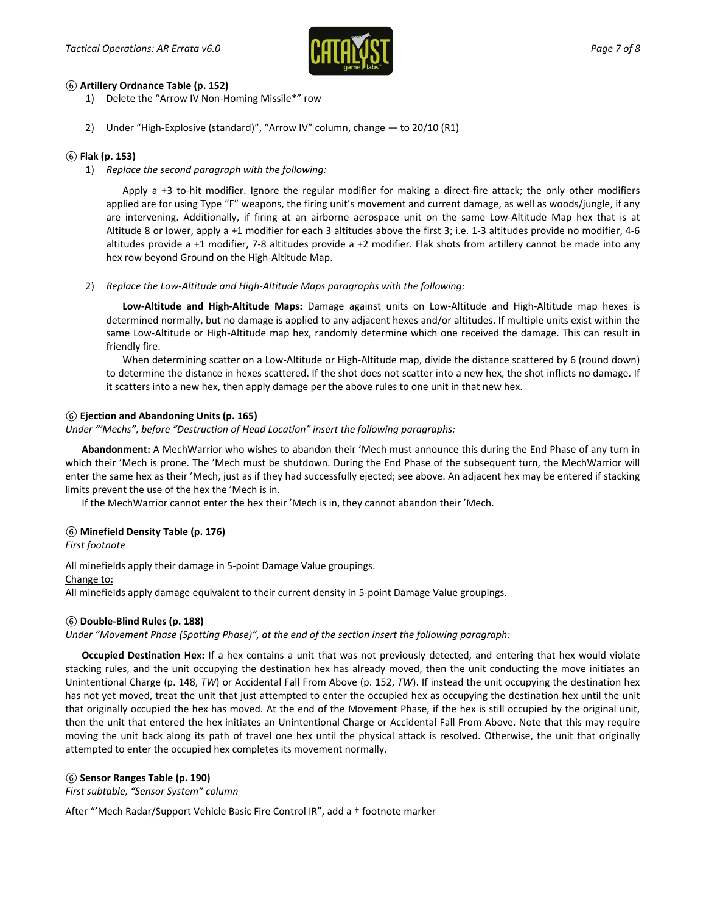### ⑥ Artillery Ordnance Table (p. 152)

1) Delete the "Arrow IV Non-Homing Missile*" row

2) Under "High-Explosive (standard)", "Arrow IV" column, change — to 20/10 (R1)

### ⑥ Flak (p. 153)

1) *Replace the second paragraph with the following:*

   Apply a +3 to-hit modifier. Ignore the regular modifier for making a direct-fire attack; the only other modifiers applied are for using Type "F" weapons, the firing unit's movement and current damage, as well as woods/jungle, if any are intervening. Additionally, if firing at an airborne aerospace unit on the same Low-Altitude Map hex that is at Altitude 8 or lower, apply a +1 modifier for each 3 altitudes above the first 3; i.e. 1-3 altitudes provide no modifier, 4-6 altitudes provide a +1 modifier, 7-8 altitudes provide a +2 modifier. Flak shots from artillery cannot be made into any hex row beyond Ground on the High-Altitude Map.

2) *Replace the Low-Altitude and High-Altitude Maps paragraphs with the following:*

   **Low-Altitude and High-Altitude Maps:** Damage against units on Low-Altitude and High-Altitude map hexes is determined normally, but no damage is applied to any adjacent hexes and/or altitudes. If multiple units exist within the same Low-Altitude or High-Altitude map hex, randomly determine which one received the damage. This can result in friendly fire.

   When determining scatter on a Low-Altitude or High-Altitude map, divide the distance scattered by 6 (round down) to determine the distance in hexes scattered. If the shot does not scatter into a new hex, the shot inflicts no damage. If it scatters into a new hex, then apply damage per the above rules to one unit in that new hex.

### ⑥ Ejection and Abandoning Units (p. 165)

*Under "'Mechs", before "Destruction of Head Location" insert the following paragraphs:*

**Abandonment:** A MechWarrior who wishes to abandon their 'Mech must announce this during the End Phase of any turn in which their 'Mech is prone. The 'Mech must be shutdown. During the End Phase of the subsequent turn, the MechWarrior will enter the same hex as their 'Mech, just as if they had successfully ejected; see above. An adjacent hex may be entered if stacking limits prevent the use of the hex the 'Mech is in.

If the MechWarrior cannot enter the hex their 'Mech is in, they cannot abandon their 'Mech.

### ⑥ Minefield Density Table (p. 176)

*First footnote*

All minefields apply their damage in 5-point Damage Value groupings.

Change to:

All minefields apply damage equivalent to their current density in 5-point Damage Value groupings.

### ⑥ Double-Blind Rules (p. 188)

*Under "Movement Phase (Spotting Phase)", at the end of the section insert the following paragraph:*

**Occupied Destination Hex:** If a hex contains a unit that was not previously detected, and entering that hex would violate stacking rules, and the unit occupying the destination hex has already moved, then the unit conducting the move initiates an Unintentional Charge (p. 148, *TW*) or Accidental Fall From Above (p. 152, *TW*). If instead the unit occupying the destination hex has not yet moved, treat the unit that just attempted to enter the occupied hex as occupying the destination hex until the unit that originally occupied the hex has moved. At the end of the Movement Phase, if the hex is still occupied by the original unit, then the unit that entered the hex initiates an Unintentional Charge or Accidental Fall From Above. Note that this may require moving the unit back along its path of travel one hex until the physical attack is resolved. Otherwise, the unit that originally attempted to enter the occupied hex completes its movement normally.

### ⑥ Sensor Ranges Table (p. 190)

*First subtable, "Sensor System" column*

After "'Mech Radar/Support Vehicle Basic Fire Control IR", add a † footnote marker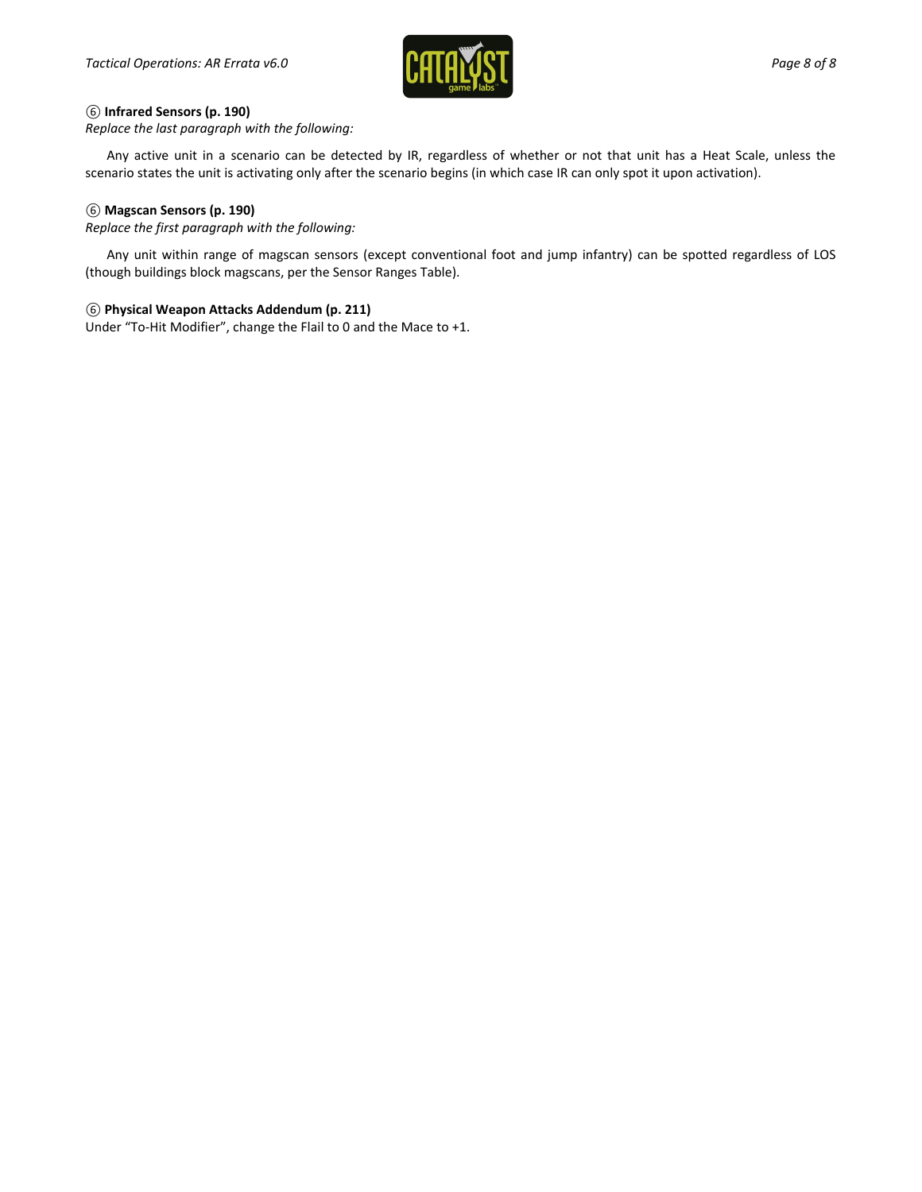⑥ **Infrared Sensors (p. 190)**
*Replace the last paragraph with the following:*

Any active unit in a scenario can be detected by IR, regardless of whether or not that unit has a Heat Scale, unless the scenario states the unit is activating only after the scenario begins (in which case IR can only spot it upon activation).

⑥ **Magscan Sensors (p. 190)**
*Replace the first paragraph with the following:*

Any unit within range of magscan sensors (except conventional foot and jump infantry) can be spotted regardless of LOS (though buildings block magscans, per the Sensor Ranges Table).

⑥ **Physical Weapon Attacks Addendum (p. 211)**
Under "To-Hit Modifier", change the Flail to 0 and the Mace to +1.